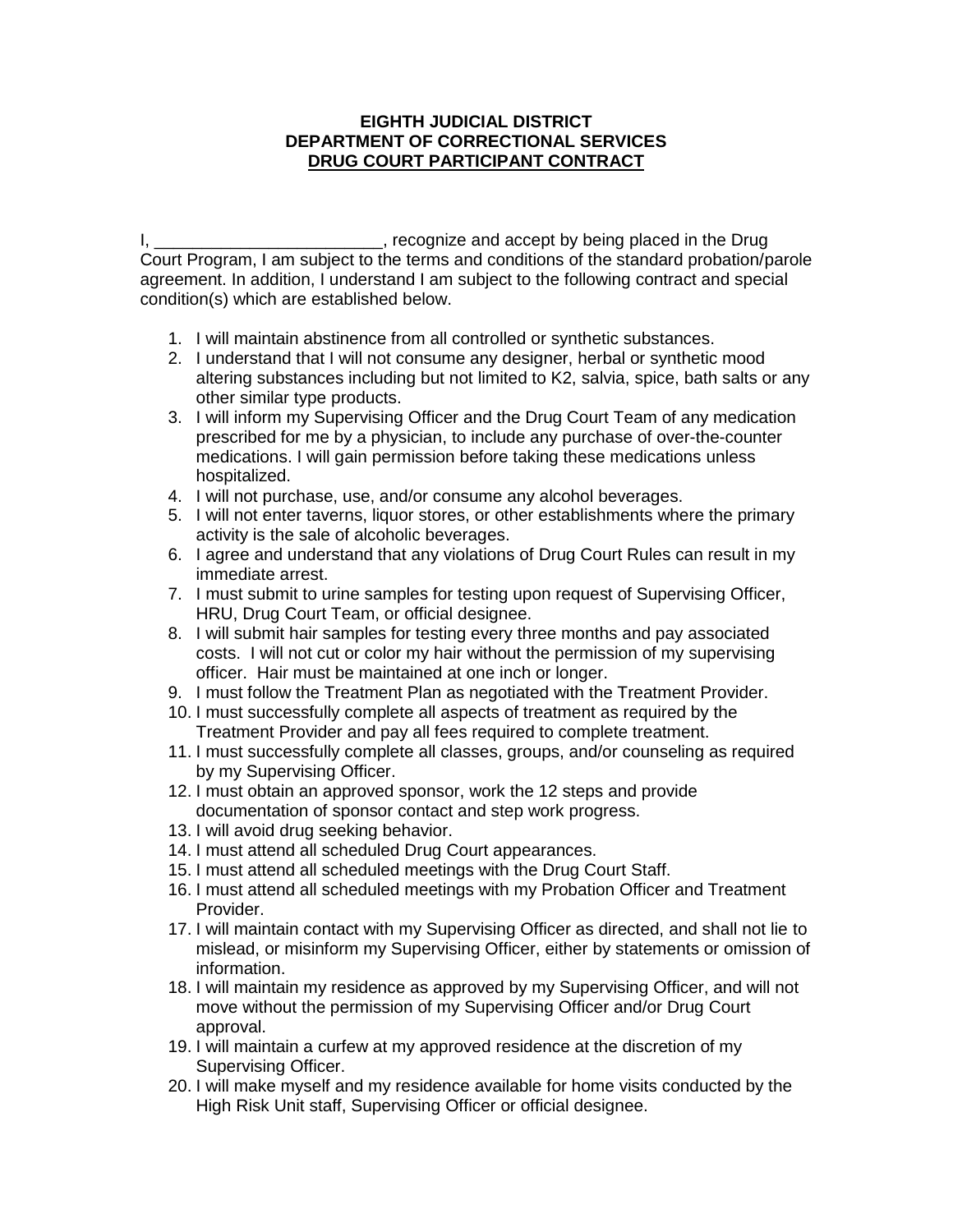**EIGHTH JUDICIAL DISTRICT**
**DEPARTMENT OF CORRECTIONAL SERVICES**
**DRUG COURT PARTICIPANT CONTRACT**

I, ________________________, recognize and accept by being placed in the Drug Court Program, I am subject to the terms and conditions of the standard probation/parole agreement. In addition, I understand I am subject to the following contract and special condition(s) which are established below.

1. I will maintain abstinence from all controlled or synthetic substances.
2. I understand that I will not consume any designer, herbal or synthetic mood altering substances including but not limited to K2, salvia, spice, bath salts or any other similar type products.
3. I will inform my Supervising Officer and the Drug Court Team of any medication prescribed for me by a physician, to include any purchase of over-the-counter medications. I will gain permission before taking these medications unless hospitalized.
4. I will not purchase, use, and/or consume any alcohol beverages.
5. I will not enter taverns, liquor stores, or other establishments where the primary activity is the sale of alcoholic beverages.
6. I agree and understand that any violations of Drug Court Rules can result in my immediate arrest.
7. I must submit to urine samples for testing upon request of Supervising Officer, HRU, Drug Court Team, or official designee.
8. I will submit hair samples for testing every three months and pay associated costs. I will not cut or color my hair without the permission of my supervising officer. Hair must be maintained at one inch or longer.
9. I must follow the Treatment Plan as negotiated with the Treatment Provider.
10. I must successfully complete all aspects of treatment as required by the Treatment Provider and pay all fees required to complete treatment.
11. I must successfully complete all classes, groups, and/or counseling as required by my Supervising Officer.
12. I must obtain an approved sponsor, work the 12 steps and provide documentation of sponsor contact and step work progress.
13. I will avoid drug seeking behavior.
14. I must attend all scheduled Drug Court appearances.
15. I must attend all scheduled meetings with the Drug Court Staff.
16. I must attend all scheduled meetings with my Probation Officer and Treatment Provider.
17. I will maintain contact with my Supervising Officer as directed, and shall not lie to mislead, or misinform my Supervising Officer, either by statements or omission of information.
18. I will maintain my residence as approved by my Supervising Officer, and will not move without the permission of my Supervising Officer and/or Drug Court approval.
19. I will maintain a curfew at my approved residence at the discretion of my Supervising Officer.
20. I will make myself and my residence available for home visits conducted by the High Risk Unit staff, Supervising Officer or official designee.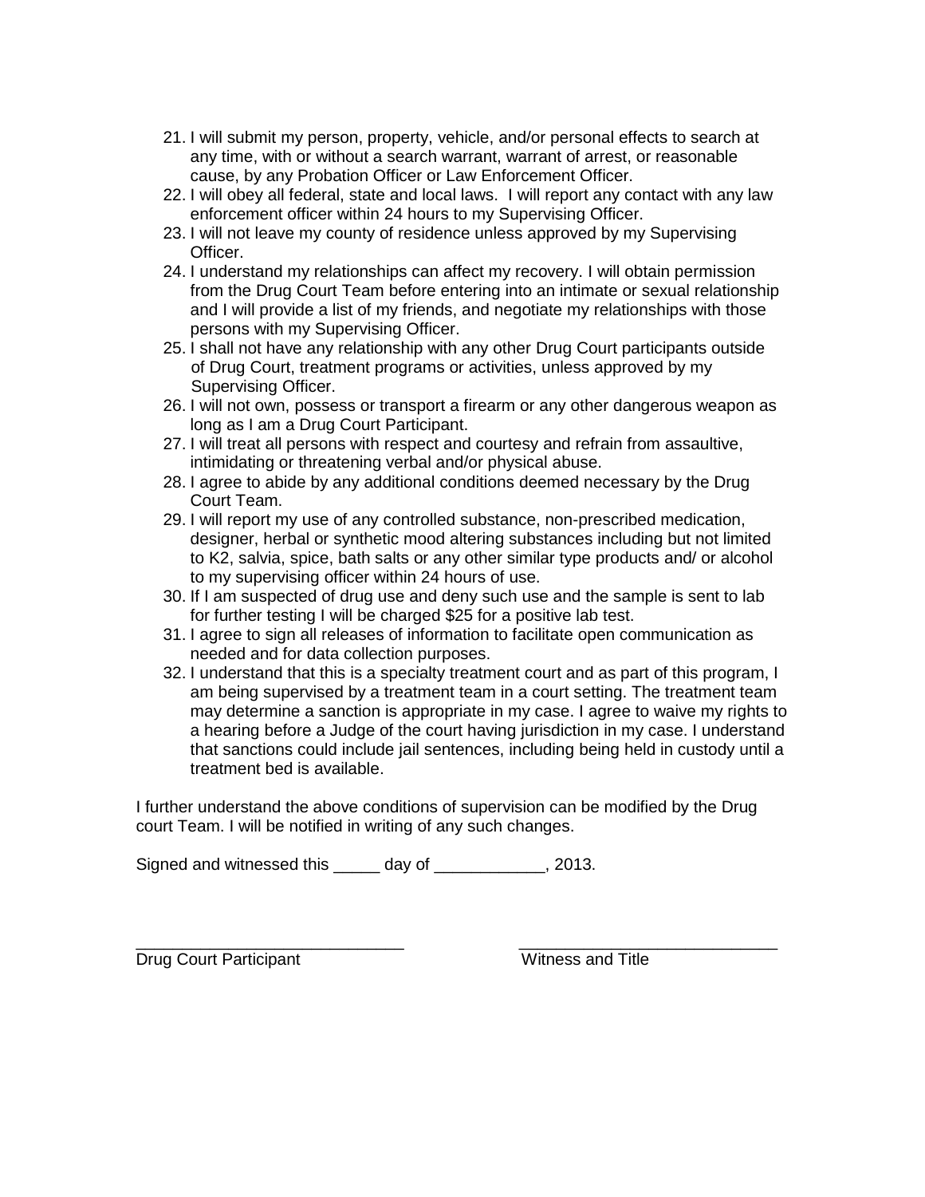21. I will submit my person, property, vehicle, and/or personal effects to search at any time, with or without a search warrant, warrant of arrest, or reasonable cause, by any Probation Officer or Law Enforcement Officer.
22. I will obey all federal, state and local laws. I will report any contact with any law enforcement officer within 24 hours to my Supervising Officer.
23. I will not leave my county of residence unless approved by my Supervising Officer.
24. I understand my relationships can affect my recovery. I will obtain permission from the Drug Court Team before entering into an intimate or sexual relationship and I will provide a list of my friends, and negotiate my relationships with those persons with my Supervising Officer.
25. I shall not have any relationship with any other Drug Court participants outside of Drug Court, treatment programs or activities, unless approved by my Supervising Officer.
26. I will not own, possess or transport a firearm or any other dangerous weapon as long as I am a Drug Court Participant.
27. I will treat all persons with respect and courtesy and refrain from assaultive, intimidating or threatening verbal and/or physical abuse.
28. I agree to abide by any additional conditions deemed necessary by the Drug Court Team.
29. I will report my use of any controlled substance, non-prescribed medication, designer, herbal or synthetic mood altering substances including but not limited to K2, salvia, spice, bath salts or any other similar type products and/ or alcohol to my supervising officer within 24 hours of use.
30. If I am suspected of drug use and deny such use and the sample is sent to lab for further testing I will be charged $25 for a positive lab test.
31. I agree to sign all releases of information to facilitate open communication as needed and for data collection purposes.
32. I understand that this is a specialty treatment court and as part of this program, I am being supervised by a treatment team in a court setting. The treatment team may determine a sanction is appropriate in my case. I agree to waive my rights to a hearing before a Judge of the court having jurisdiction in my case. I understand that sanctions could include jail sentences, including being held in custody until a treatment bed is available.

I further understand the above conditions of supervision can be modified by the Drug court Team. I will be notified in writing of any such changes.

Signed and witnessed this _____ day of ____________, 2013.

_____________________________ _____________________________

Drug Court Participant Witness and Title